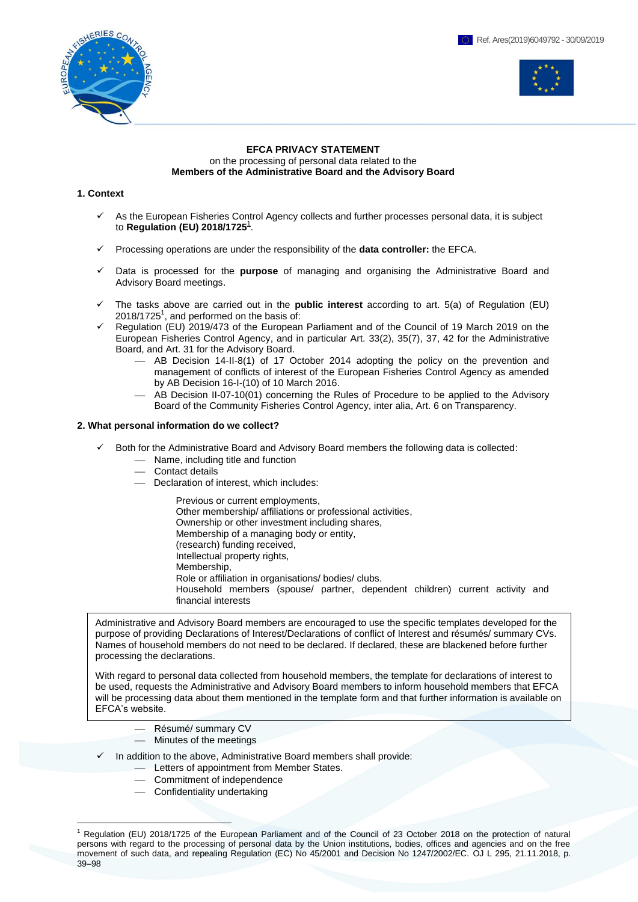Ref. Ares(2019)6049792 - 30/09/2019

**EFCA PRIVACY STATEMENT**
on the processing of personal data related to the
**Members of the Administrative Board and the Advisory Board**

## 1. Context

- ✓ As the European Fisheries Control Agency collects and further processes personal data, it is subject to **Regulation (EU) 2018/1725**[1].
- ✓ Processing operations are under the responsibility of the **data controller:** the EFCA.
- ✓ Data is processed for the **purpose** of managing and organising the Administrative Board and Advisory Board meetings.
- ✓ The tasks above are carried out in the **public interest** according to art. 5(a) of Regulation (EU) 2018/1725[1], and performed on the basis of:
- ✓ Regulation (EU) 2019/473 of the European Parliament and of the Council of 19 March 2019 on the European Fisheries Control Agency, and in particular Art. 33(2), 35(7), 37, 42 for the Administrative Board, and Art. 31 for the Advisory Board.
  - AB Decision 14-II-8(1) of 17 October 2014 adopting the policy on the prevention and management of conflicts of interest of the European Fisheries Control Agency as amended by AB Decision 16-I-(10) of 10 March 2016.
  - AB Decision II-07-10(01) concerning the Rules of Procedure to be applied to the Advisory Board of the Community Fisheries Control Agency, inter alia, Art. 6 on Transparency.

## 2. What personal information do we collect?

- ✓ Both for the Administrative Board and Advisory Board members the following data is collected:
  - Name, including title and function
  - Contact details
  - Declaration of interest, which includes:

    Previous or current employments,
    Other membership/ affiliations or professional activities,
    Ownership or other investment including shares,
    Membership of a managing body or entity,
    (research) funding received,
    Intellectual property rights,
    Membership,
    Role or affiliation in organisations/ bodies/ clubs.
    Household members (spouse/ partner, dependent children) current activity and financial interests

> Administrative and Advisory Board members are encouraged to use the specific templates developed for the purpose of providing Declarations of Interest/Declarations of conflict of Interest and résumés/ summary CVs. Names of household members do not need to be declared. If declared, these are blackened before further processing the declarations.
>
> With regard to personal data collected from household members, the template for declarations of interest to be used, requests the Administrative and Advisory Board members to inform household members that EFCA will be processing data about them mentioned in the template form and that further information is available on EFCA's website.

  - Résumé/ summary CV
  - Minutes of the meetings
- ✓ In addition to the above, Administrative Board members shall provide:
  - Letters of appointment from Member States.
  - Commitment of independence
  - Confidentiality undertaking

[1] Regulation (EU) 2018/1725 of the European Parliament and of the Council of 23 October 2018 on the protection of natural persons with regard to the processing of personal data by the Union institutions, bodies, offices and agencies and on the free movement of such data, and repealing Regulation (EC) No 45/2001 and Decision No 1247/2002/EC. OJ L 295, 21.11.2018, p. 39–98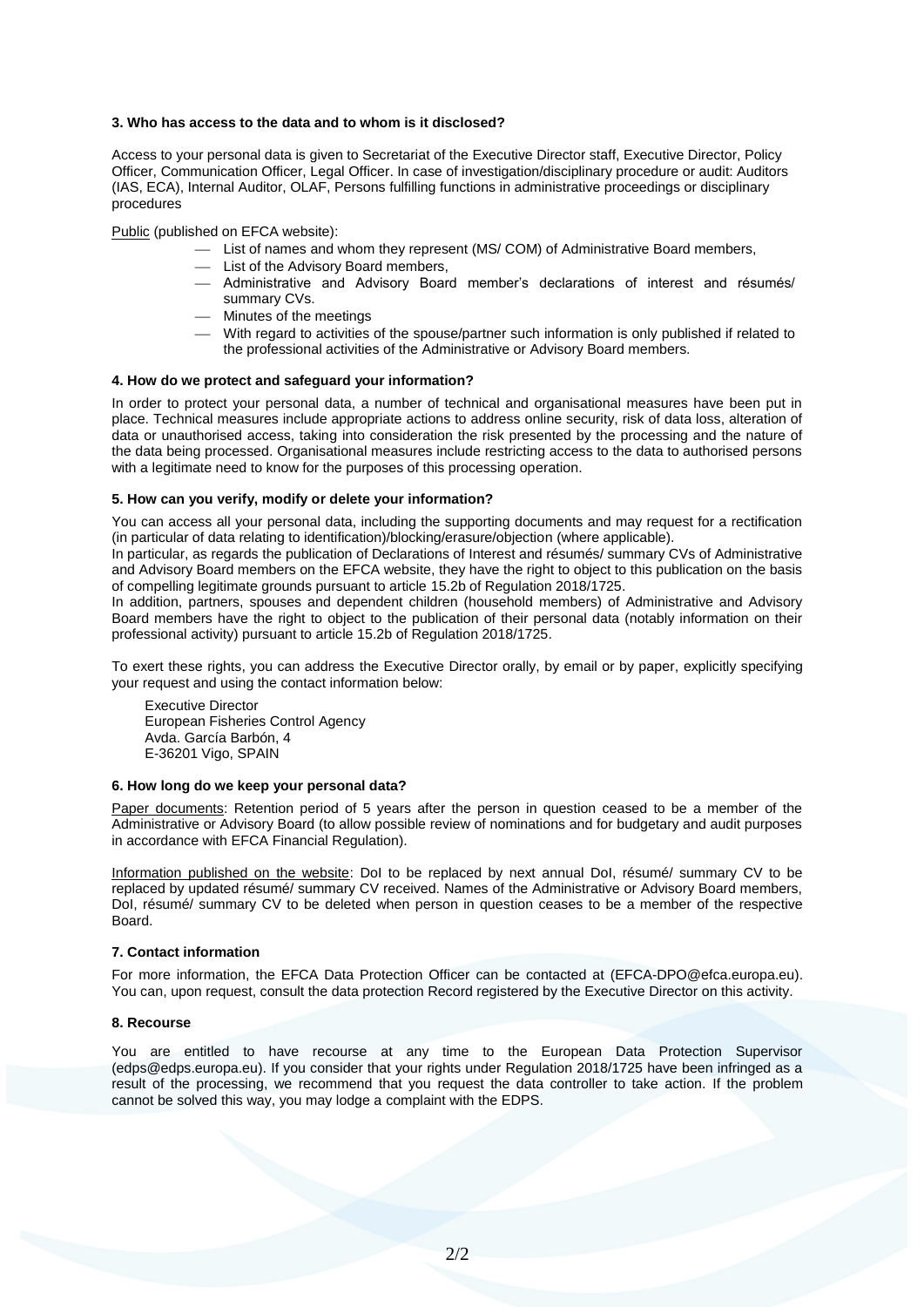### 3. Who has access to the data and to whom is it disclosed?

Access to your personal data is given to Secretariat of the Executive Director staff, Executive Director, Policy Officer, Communication Officer, Legal Officer. In case of investigation/disciplinary procedure or audit: Auditors (IAS, ECA), Internal Auditor, OLAF, Persons fulfilling functions in administrative proceedings or disciplinary procedures

Public (published on EFCA website):

- List of names and whom they represent (MS/ COM) of Administrative Board members,
- List of the Advisory Board members,
- Administrative and Advisory Board member's declarations of interest and résumés/ summary CVs.
- Minutes of the meetings
- With regard to activities of the spouse/partner such information is only published if related to the professional activities of the Administrative or Advisory Board members.

### 4. How do we protect and safeguard your information?

In order to protect your personal data, a number of technical and organisational measures have been put in place. Technical measures include appropriate actions to address online security, risk of data loss, alteration of data or unauthorised access, taking into consideration the risk presented by the processing and the nature of the data being processed. Organisational measures include restricting access to the data to authorised persons with a legitimate need to know for the purposes of this processing operation.

### 5. How can you verify, modify or delete your information?

You can access all your personal data, including the supporting documents and may request for a rectification (in particular of data relating to identification)/blocking/erasure/objection (where applicable).
In particular, as regards the publication of Declarations of Interest and résumés/ summary CVs of Administrative and Advisory Board members on the EFCA website, they have the right to object to this publication on the basis of compelling legitimate grounds pursuant to article 15.2b of Regulation 2018/1725.
In addition, partners, spouses and dependent children (household members) of Administrative and Advisory Board members have the right to object to the publication of their personal data (notably information on their professional activity) pursuant to article 15.2b of Regulation 2018/1725.

To exert these rights, you can address the Executive Director orally, by email or by paper, explicitly specifying your request and using the contact information below:

Executive Director
European Fisheries Control Agency
Avda. García Barbón, 4
E-36201 Vigo, SPAIN

### 6. How long do we keep your personal data?

Paper documents: Retention period of 5 years after the person in question ceased to be a member of the Administrative or Advisory Board (to allow possible review of nominations and for budgetary and audit purposes in accordance with EFCA Financial Regulation).

Information published on the website: DoI to be replaced by next annual DoI, résumé/ summary CV to be replaced by updated résumé/ summary CV received. Names of the Administrative or Advisory Board members, DoI, résumé/ summary CV to be deleted when person in question ceases to be a member of the respective Board.

### 7. Contact information

For more information, the EFCA Data Protection Officer can be contacted at (EFCA-DPO@efca.europa.eu). You can, upon request, consult the data protection Record registered by the Executive Director on this activity.

### 8. Recourse

You are entitled to have recourse at any time to the European Data Protection Supervisor (edps@edps.europa.eu). If you consider that your rights under Regulation 2018/1725 have been infringed as a result of the processing, we recommend that you request the data controller to take action. If the problem cannot be solved this way, you may lodge a complaint with the EDPS.